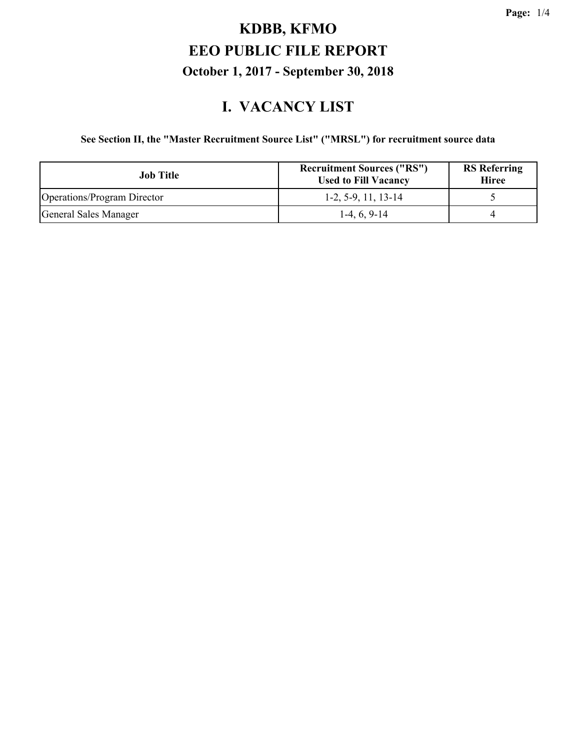# KDBB, KFMO

# EEO PUBLIC FILE REPORT

### October 1, 2017 - September 30, 2018

## I. VACANCY LIST

**See Section II, the "Master Recruitment Source List" ("MRSL") for recruitment source data**

| Job Title | Recruitment Sources ("RS") Used to Fill Vacancy | RS Referring Hiree |
|---|---|---|
| Operations/Program Director | 1-2, 5-9, 11, 13-14 | 5 |
| General Sales Manager | 1-4, 6, 9-14 | 4 |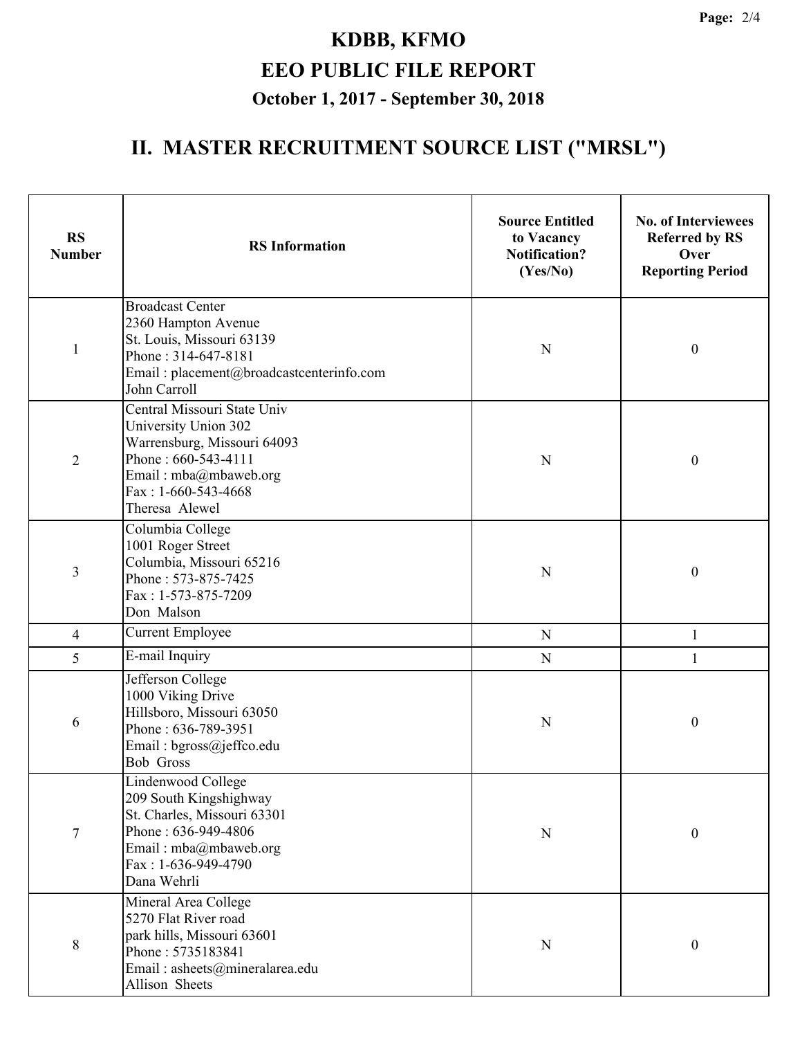# KDBB, KFMO

## EEO PUBLIC FILE REPORT

### October 1, 2017 - September 30, 2018

## II. MASTER RECRUITMENT SOURCE LIST ("MRSL")

| RS Number | RS Information | Source Entitled to Vacancy Notification? (Yes/No) | No. of Interviewees Referred by RS Over Reporting Period |
|---|---|---|---|
| 1 | Broadcast Center<br>2360 Hampton Avenue<br>St. Louis, Missouri 63139<br>Phone : 314-647-8181<br>Email : placement@broadcastcenterinfo.com<br>John Carroll | N | 0 |
| 2 | Central Missouri State Univ<br>University Union 302<br>Warrensburg, Missouri 64093<br>Phone : 660-543-4111<br>Email : mba@mbaweb.org<br>Fax : 1-660-543-4668<br>Theresa Alewel | N | 0 |
| 3 | Columbia College<br>1001 Roger Street<br>Columbia, Missouri 65216<br>Phone : 573-875-7425<br>Fax : 1-573-875-7209<br>Don Malson | N | 0 |
| 4 | Current Employee | N | 1 |
| 5 | E-mail Inquiry | N | 1 |
| 6 | Jefferson College<br>1000 Viking Drive<br>Hillsboro, Missouri 63050<br>Phone : 636-789-3951<br>Email : bgross@jeffco.edu<br>Bob Gross | N | 0 |
| 7 | Lindenwood College<br>209 South Kingshighway<br>St. Charles, Missouri 63301<br>Phone : 636-949-4806<br>Email : mba@mbaweb.org<br>Fax : 1-636-949-4790<br>Dana Wehrli | N | 0 |
| 8 | Mineral Area College<br>5270 Flat River road<br>park hills, Missouri 63601<br>Phone : 5735183841<br>Email : asheets@mineralarea.edu<br>Allison Sheets | N | 0 |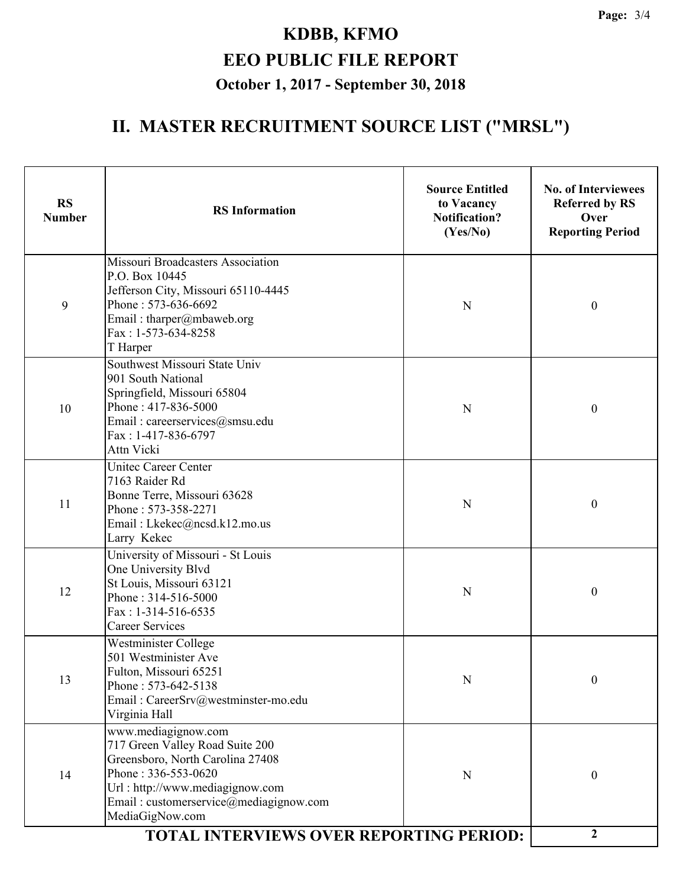# KDBB, KFMO

## EEO PUBLIC FILE REPORT

### October 1, 2017 - September 30, 2018

## II. MASTER RECRUITMENT SOURCE LIST ("MRSL")

| RS Number | RS Information | Source Entitled to Vacancy Notification? (Yes/No) | No. of Interviewees Referred by RS Over Reporting Period |
|---|---|---|---|
| 9 | Missouri Broadcasters Association<br>P.O. Box 10445<br>Jefferson City, Missouri 65110-4445<br>Phone : 573-636-6692<br>Email : tharper@mbaweb.org<br>Fax : 1-573-634-8258<br>T Harper | N | 0 |
| 10 | Southwest Missouri State Univ<br>901 South National<br>Springfield, Missouri 65804<br>Phone : 417-836-5000<br>Email : careerservices@smsu.edu<br>Fax : 1-417-836-6797<br>Attn Vicki | N | 0 |
| 11 | Unitec Career Center<br>7163 Raider Rd<br>Bonne Terre, Missouri 63628<br>Phone : 573-358-2271<br>Email : Lkekec@ncsd.k12.mo.us<br>Larry Kekec | N | 0 |
| 12 | University of Missouri - St Louis<br>One University Blvd<br>St Louis, Missouri 63121<br>Phone : 314-516-5000<br>Fax : 1-314-516-6535<br>Career Services | N | 0 |
| 13 | Westminister College<br>501 Westminister Ave<br>Fulton, Missouri 65251<br>Phone : 573-642-5138<br>Email : CareerSrv@westminster-mo.edu<br>Virginia Hall | N | 0 |
| 14 | www.mediagignow.com<br>717 Green Valley Road Suite 200<br>Greensboro, North Carolina 27408<br>Phone : 336-553-0620<br>Url : http://www.mediagignow.com<br>Email : customerservice@mediagignow.com<br>MediaGigNow.com | N | 0 |
| | **TOTAL INTERVIEWS OVER REPORTING PERIOD:** | | **2** |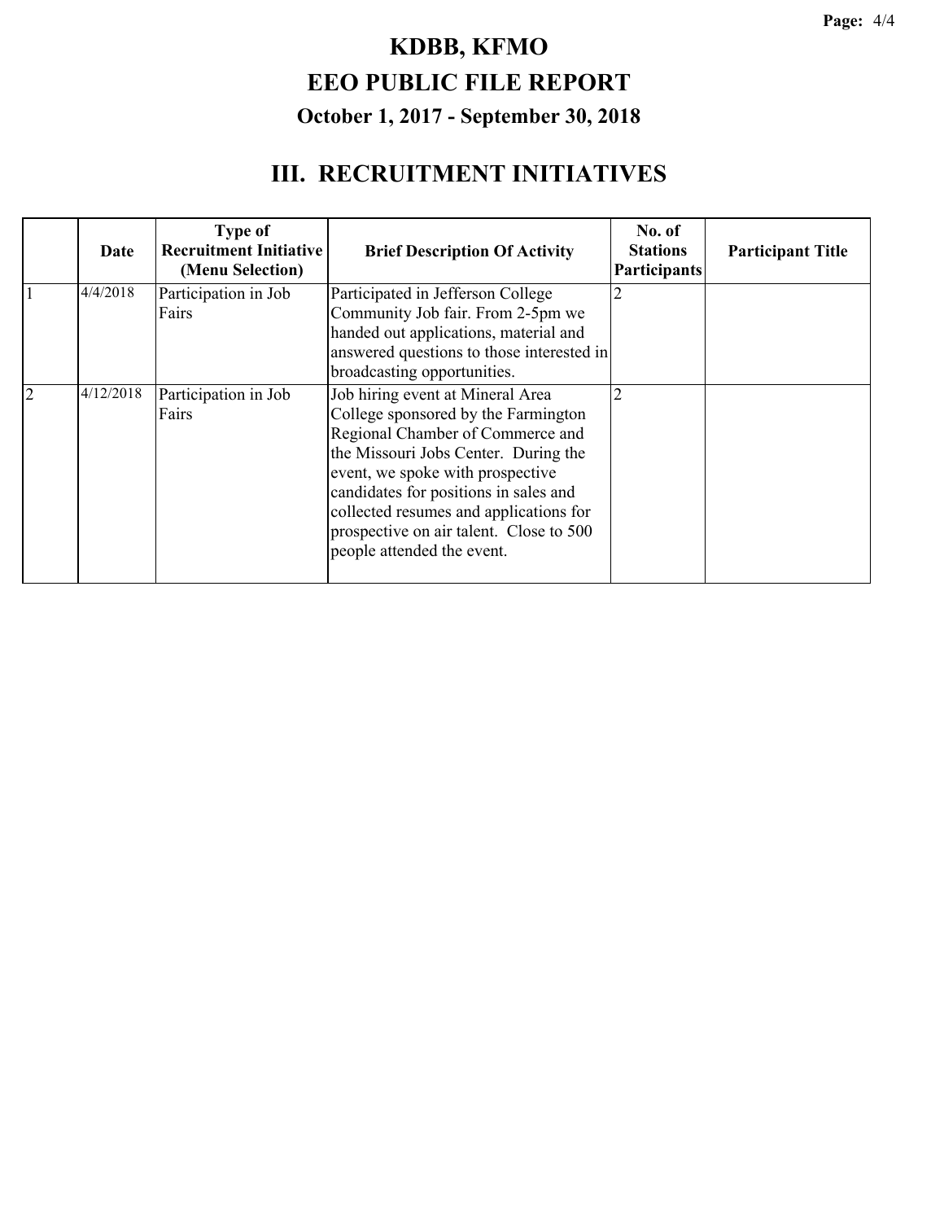# KDBB, KFMO

# EEO PUBLIC FILE REPORT

## October 1, 2017 - September 30, 2018

## III. RECRUITMENT INITIATIVES

| | Date | Type of Recruitment Initiative (Menu Selection) | Brief Description Of Activity | No. of Stations Participants | Participant Title |
|---|---|---|---|---|---|
| 1 | 4/4/2018 | Participation in Job Fairs | Participated in Jefferson College Community Job fair. From 2-5pm we handed out applications, material and answered questions to those interested in broadcasting opportunities. | 2 | |
| 2 | 4/12/2018 | Participation in Job Fairs | Job hiring event at Mineral Area College sponsored by the Farmington Regional Chamber of Commerce and the Missouri Jobs Center. During the event, we spoke with prospective candidates for positions in sales and collected resumes and applications for prospective on air talent. Close to 500 people attended the event. | 2 | |